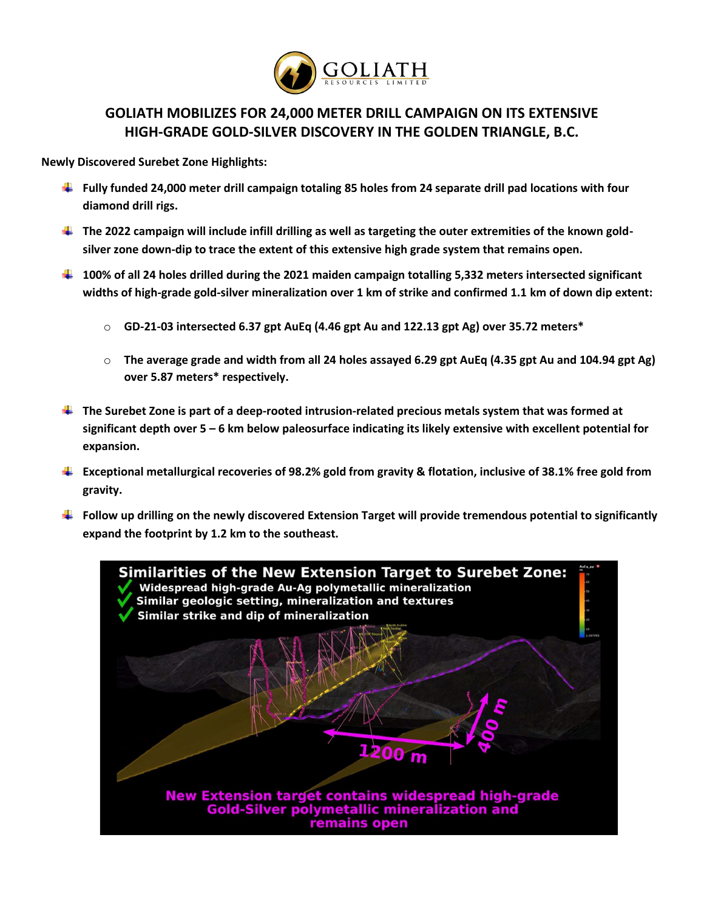# GOLIATH MOBILIZES FOR 24,000 METER DRILL CAMPAIGN ON ITS EXTENSIVE HIGH-GRADE GOLD-SILVER DISCOVERY IN THE GOLDEN TRIANGLE, B.C.

**Newly Discovered Surebet Zone Highlights:**

- **Fully funded 24,000 meter drill campaign totaling 85 holes from 24 separate drill pad locations with four diamond drill rigs.**
- **The 2022 campaign will include infill drilling as well as targeting the outer extremities of the known gold-silver zone down-dip to trace the extent of this extensive high grade system that remains open.**
- **100% of all 24 holes drilled during the 2021 maiden campaign totalling 5,332 meters intersected significant widths of high-grade gold-silver mineralization over 1 km of strike and confirmed 1.1 km of down dip extent:**
  - **GD-21-03 intersected 6.37 gpt AuEq (4.46 gpt Au and 122.13 gpt Ag) over 35.72 meters***
  - **The average grade and width from all 24 holes assayed 6.29 gpt AuEq (4.35 gpt Au and 104.94 gpt Ag) over 5.87 meters* respectively.**
- **The Surebet Zone is part of a deep-rooted intrusion-related precious metals system that was formed at significant depth over 5 – 6 km below paleosurface indicating its likely extensive with excellent potential for expansion.**
- **Exceptional metallurgical recoveries of 98.2% gold from gravity & flotation, inclusive of 38.1% free gold from gravity.**
- **Follow up drilling on the newly discovered Extension Target will provide tremendous potential to significantly expand the footprint by 1.2 km to the southeast.**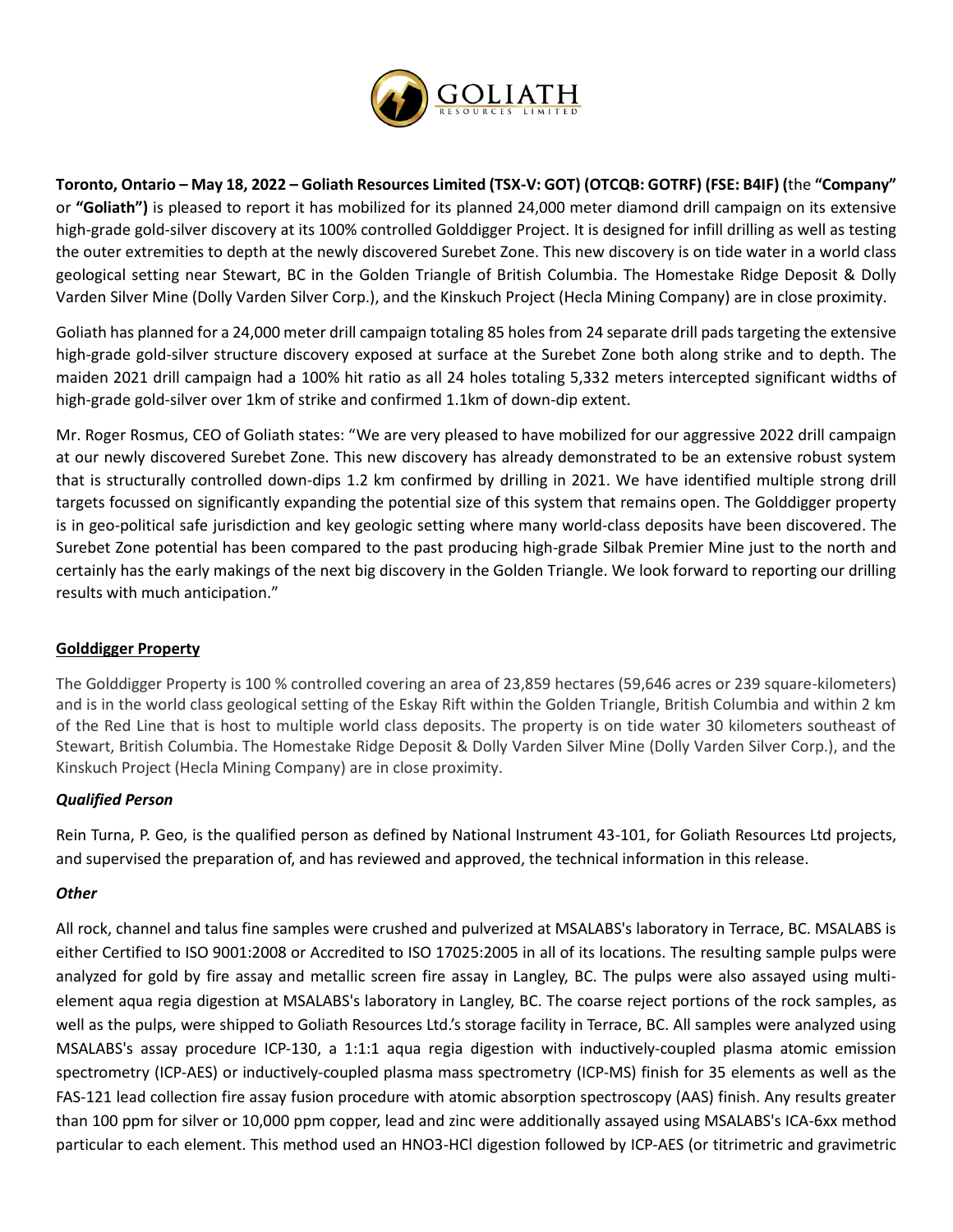**Toronto, Ontario – May 18, 2022 – Goliath Resources Limited (TSX-V: GOT) (OTCQB: GOTRF) (FSE: B4IF) (**the **"Company"** or **"Goliath")** is pleased to report it has mobilized for its planned 24,000 meter diamond drill campaign on its extensive high-grade gold-silver discovery at its 100% controlled Golddigger Project. It is designed for infill drilling as well as testing the outer extremities to depth at the newly discovered Surebet Zone. This new discovery is on tide water in a world class geological setting near Stewart, BC in the Golden Triangle of British Columbia. The Homestake Ridge Deposit & Dolly Varden Silver Mine (Dolly Varden Silver Corp.), and the Kinskuch Project (Hecla Mining Company) are in close proximity.

Goliath has planned for a 24,000 meter drill campaign totaling 85 holes from 24 separate drill pads targeting the extensive high-grade gold-silver structure discovery exposed at surface at the Surebet Zone both along strike and to depth. The maiden 2021 drill campaign had a 100% hit ratio as all 24 holes totaling 5,332 meters intercepted significant widths of high-grade gold-silver over 1km of strike and confirmed 1.1km of down-dip extent.

Mr. Roger Rosmus, CEO of Goliath states: "We are very pleased to have mobilized for our aggressive 2022 drill campaign at our newly discovered Surebet Zone. This new discovery has already demonstrated to be an extensive robust system that is structurally controlled down-dips 1.2 km confirmed by drilling in 2021. We have identified multiple strong drill targets focussed on significantly expanding the potential size of this system that remains open. The Golddigger property is in geo-political safe jurisdiction and key geologic setting where many world-class deposits have been discovered. The Surebet Zone potential has been compared to the past producing high-grade Silbak Premier Mine just to the north and certainly has the early makings of the next big discovery in the Golden Triangle. We look forward to reporting our drilling results with much anticipation."

## Golddigger Property

The Golddigger Property is 100 % controlled covering an area of 23,859 hectares (59,646 acres or 239 square-kilometers) and is in the world class geological setting of the Eskay Rift within the Golden Triangle, British Columbia and within 2 km of the Red Line that is host to multiple world class deposits. The property is on tide water 30 kilometers southeast of Stewart, British Columbia. The Homestake Ridge Deposit & Dolly Varden Silver Mine (Dolly Varden Silver Corp.), and the Kinskuch Project (Hecla Mining Company) are in close proximity.

### *Qualified Person*

Rein Turna, P. Geo, is the qualified person as defined by National Instrument 43-101, for Goliath Resources Ltd projects, and supervised the preparation of, and has reviewed and approved, the technical information in this release.

### *Other*

All rock, channel and talus fine samples were crushed and pulverized at MSALABS's laboratory in Terrace, BC. MSALABS is either Certified to ISO 9001:2008 or Accredited to ISO 17025:2005 in all of its locations. The resulting sample pulps were analyzed for gold by fire assay and metallic screen fire assay in Langley, BC. The pulps were also assayed using multi-element aqua regia digestion at MSALABS's laboratory in Langley, BC. The coarse reject portions of the rock samples, as well as the pulps, were shipped to Goliath Resources Ltd.'s storage facility in Terrace, BC. All samples were analyzed using MSALABS's assay procedure ICP-130, a 1:1:1 aqua regia digestion with inductively-coupled plasma atomic emission spectrometry (ICP-AES) or inductively-coupled plasma mass spectrometry (ICP-MS) finish for 35 elements as well as the FAS-121 lead collection fire assay fusion procedure with atomic absorption spectroscopy (AAS) finish. Any results greater than 100 ppm for silver or 10,000 ppm copper, lead and zinc were additionally assayed using MSALABS's ICA-6xx method particular to each element. This method used an $HNO_3$-HCl digestion followed by ICP-AES (or titrimetric and gravimetric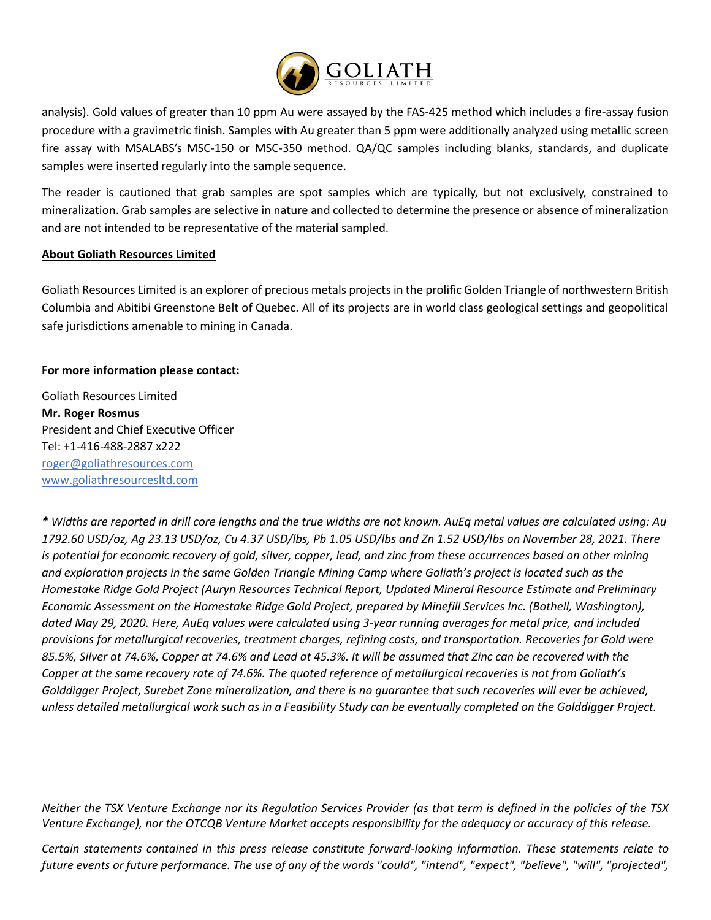analysis). Gold values of greater than 10 ppm Au were assayed by the FAS-425 method which includes a fire-assay fusion procedure with a gravimetric finish. Samples with Au greater than 5 ppm were additionally analyzed using metallic screen fire assay with MSALABS's MSC-150 or MSC-350 method. QA/QC samples including blanks, standards, and duplicate samples were inserted regularly into the sample sequence.

The reader is cautioned that grab samples are spot samples which are typically, but not exclusively, constrained to mineralization. Grab samples are selective in nature and collected to determine the presence or absence of mineralization and are not intended to be representative of the material sampled.

**About Goliath Resources Limited**

Goliath Resources Limited is an explorer of precious metals projects in the prolific Golden Triangle of northwestern British Columbia and Abitibi Greenstone Belt of Quebec. All of its projects are in world class geological settings and geopolitical safe jurisdictions amenable to mining in Canada.

**For more information please contact:**

Goliath Resources Limited
**Mr. Roger Rosmus**
President and Chief Executive Officer
Tel: +1-416-488-2887 x222
roger@goliathresources.com
www.goliathresourcesltd.com

*\* Widths are reported in drill core lengths and the true widths are not known. AuEq metal values are calculated using: Au 1792.60 USD/oz, Ag 23.13 USD/oz, Cu 4.37 USD/lbs, Pb 1.05 USD/lbs and Zn 1.52 USD/lbs on November 28, 2021. There is potential for economic recovery of gold, silver, copper, lead, and zinc from these occurrences based on other mining and exploration projects in the same Golden Triangle Mining Camp where Goliath's project is located such as the Homestake Ridge Gold Project (Auryn Resources Technical Report, Updated Mineral Resource Estimate and Preliminary Economic Assessment on the Homestake Ridge Gold Project, prepared by Minefill Services Inc. (Bothell, Washington), dated May 29, 2020. Here, AuEq values were calculated using 3-year running averages for metal price, and included provisions for metallurgical recoveries, treatment charges, refining costs, and transportation. Recoveries for Gold were 85.5%, Silver at 74.6%, Copper at 74.6% and Lead at 45.3%. It will be assumed that Zinc can be recovered with the Copper at the same recovery rate of 74.6%. The quoted reference of metallurgical recoveries is not from Goliath's Golddigger Project, Surebet Zone mineralization, and there is no guarantee that such recoveries will ever be achieved, unless detailed metallurgical work such as in a Feasibility Study can be eventually completed on the Golddigger Project.*

*Neither the TSX Venture Exchange nor its Regulation Services Provider (as that term is defined in the policies of the TSX Venture Exchange), nor the OTCQB Venture Market accepts responsibility for the adequacy or accuracy of this release.*

*Certain statements contained in this press release constitute forward-looking information. These statements relate to future events or future performance. The use of any of the words "could", "intend", "expect", "believe", "will", "projected",*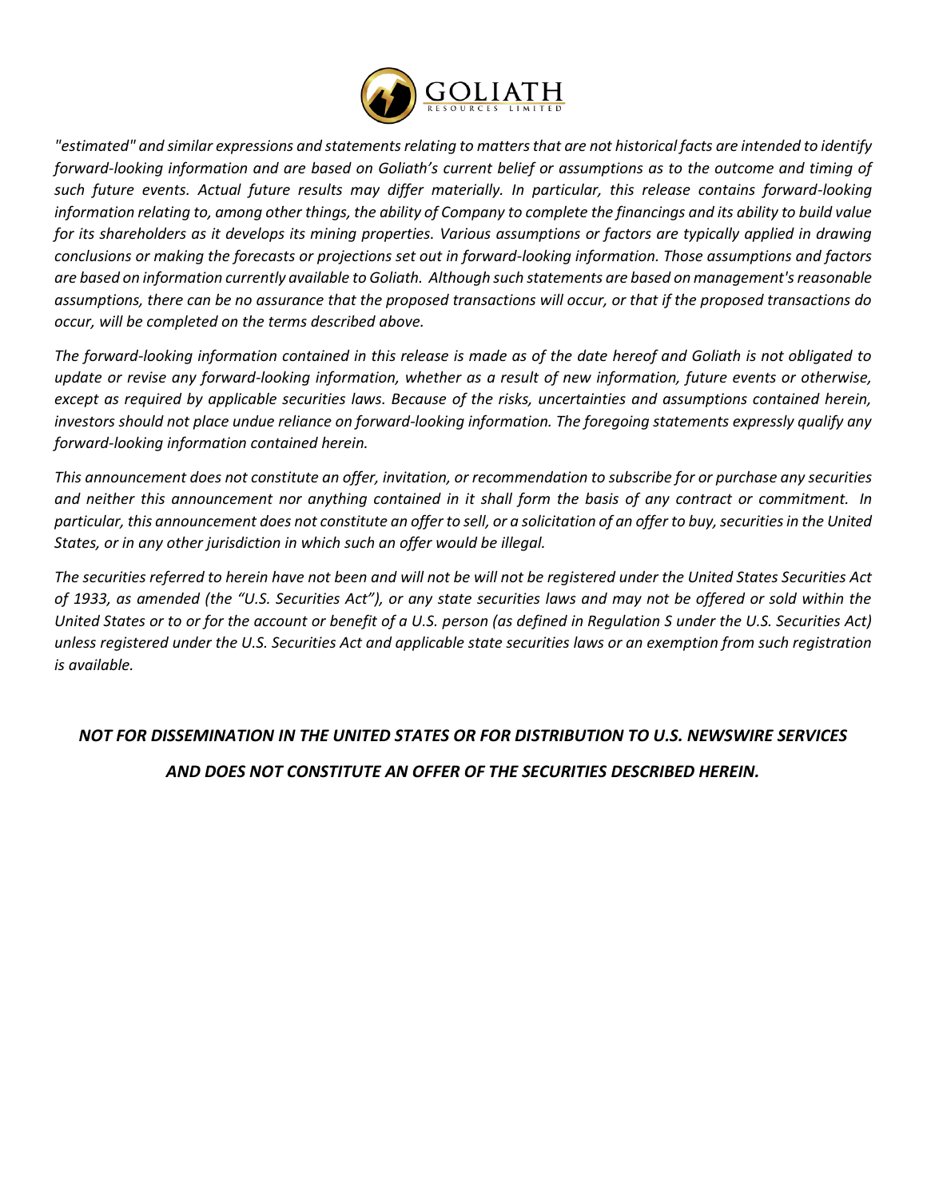*"estimated" and similar expressions and statements relating to matters that are not historical facts are intended to identify forward-looking information and are based on Goliath's current belief or assumptions as to the outcome and timing of such future events. Actual future results may differ materially. In particular, this release contains forward-looking information relating to, among other things, the ability of Company to complete the financings and its ability to build value for its shareholders as it develops its mining properties. Various assumptions or factors are typically applied in drawing conclusions or making the forecasts or projections set out in forward-looking information. Those assumptions and factors are based on information currently available to Goliath. Although such statements are based on management's reasonable assumptions, there can be no assurance that the proposed transactions will occur, or that if the proposed transactions do occur, will be completed on the terms described above.*

*The forward-looking information contained in this release is made as of the date hereof and Goliath is not obligated to update or revise any forward-looking information, whether as a result of new information, future events or otherwise, except as required by applicable securities laws. Because of the risks, uncertainties and assumptions contained herein, investors should not place undue reliance on forward-looking information. The foregoing statements expressly qualify any forward-looking information contained herein.*

*This announcement does not constitute an offer, invitation, or recommendation to subscribe for or purchase any securities and neither this announcement nor anything contained in it shall form the basis of any contract or commitment. In particular, this announcement does not constitute an offer to sell, or a solicitation of an offer to buy, securities in the United States, or in any other jurisdiction in which such an offer would be illegal.*

*The securities referred to herein have not been and will not be will not be registered under the United States Securities Act of 1933, as amended (the "U.S. Securities Act"), or any state securities laws and may not be offered or sold within the United States or to or for the account or benefit of a U.S. person (as defined in Regulation S under the U.S. Securities Act) unless registered under the U.S. Securities Act and applicable state securities laws or an exemption from such registration is available.*

***NOT FOR DISSEMINATION IN THE UNITED STATES OR FOR DISTRIBUTION TO U.S. NEWSWIRE SERVICES AND DOES NOT CONSTITUTE AN OFFER OF THE SECURITIES DESCRIBED HEREIN.***